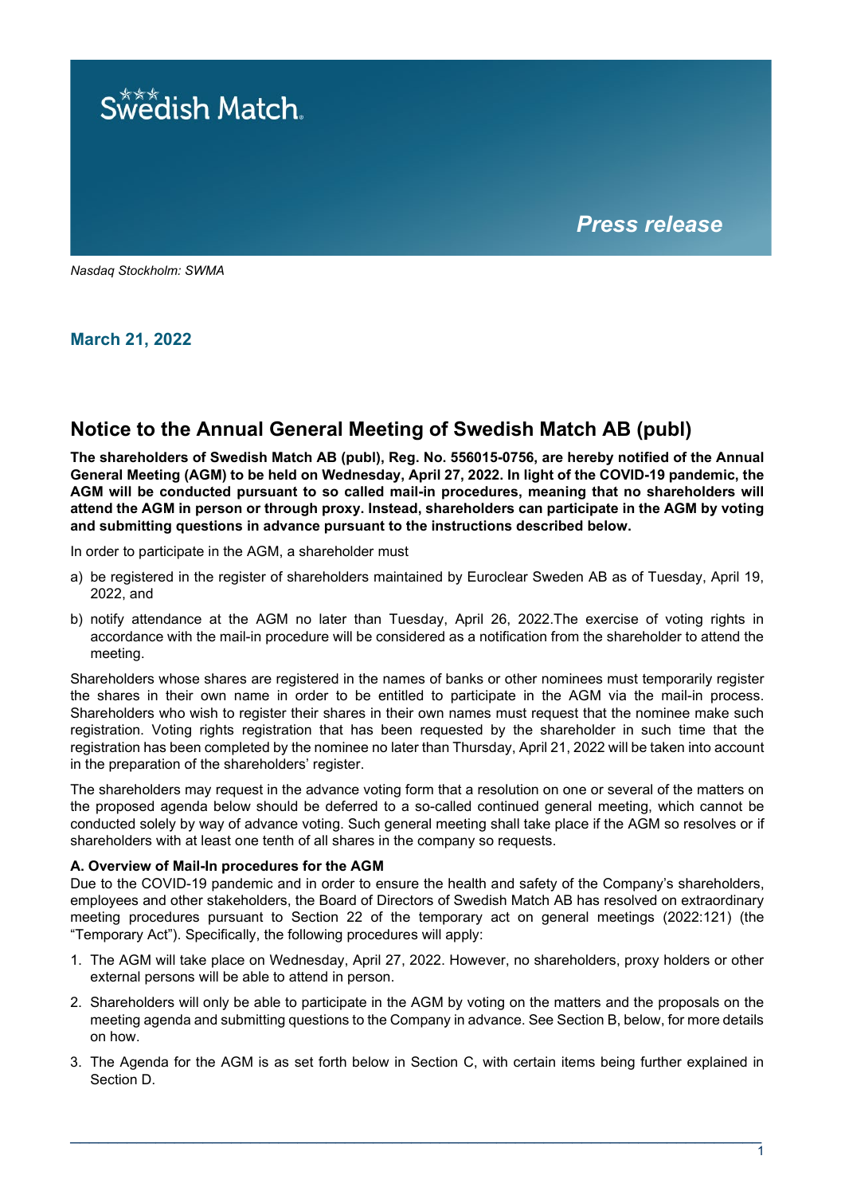Swedish Match

*Press release*

*Nasdaq Stockholm: SWMA*

**March 21, 2022**

## Notice to the Annual General Meeting of Swedish Match AB (publ)

**The shareholders of Swedish Match AB (publ), Reg. No. 556015-0756, are hereby notified of the Annual General Meeting (AGM) to be held on Wednesday, April 27, 2022. In light of the COVID-19 pandemic, the AGM will be conducted pursuant to so called mail-in procedures, meaning that no shareholders will attend the AGM in person or through proxy. Instead, shareholders can participate in the AGM by voting and submitting questions in advance pursuant to the instructions described below.**

In order to participate in the AGM, a shareholder must

a) be registered in the register of shareholders maintained by Euroclear Sweden AB as of Tuesday, April 19, 2022, and

b) notify attendance at the AGM no later than Tuesday, April 26, 2022.The exercise of voting rights in accordance with the mail-in procedure will be considered as a notification from the shareholder to attend the meeting.

Shareholders whose shares are registered in the names of banks or other nominees must temporarily register the shares in their own name in order to be entitled to participate in the AGM via the mail-in process. Shareholders who wish to register their shares in their own names must request that the nominee make such registration. Voting rights registration that has been requested by the shareholder in such time that the registration has been completed by the nominee no later than Thursday, April 21, 2022 will be taken into account in the preparation of the shareholders' register.

The shareholders may request in the advance voting form that a resolution on one or several of the matters on the proposed agenda below should be deferred to a so-called continued general meeting, which cannot be conducted solely by way of advance voting. Such general meeting shall take place if the AGM so resolves or if shareholders with at least one tenth of all shares in the company so requests.

**A. Overview of Mail-In procedures for the AGM**

Due to the COVID-19 pandemic and in order to ensure the health and safety of the Company's shareholders, employees and other stakeholders, the Board of Directors of Swedish Match AB has resolved on extraordinary meeting procedures pursuant to Section 22 of the temporary act on general meetings (2022:121) (the "Temporary Act"). Specifically, the following procedures will apply:

1. The AGM will take place on Wednesday, April 27, 2022. However, no shareholders, proxy holders or other external persons will be able to attend in person.
2. Shareholders will only be able to participate in the AGM by voting on the matters and the proposals on the meeting agenda and submitting questions to the Company in advance. See Section B, below, for more details on how.
3. The Agenda for the AGM is as set forth below in Section C, with certain items being further explained in Section D.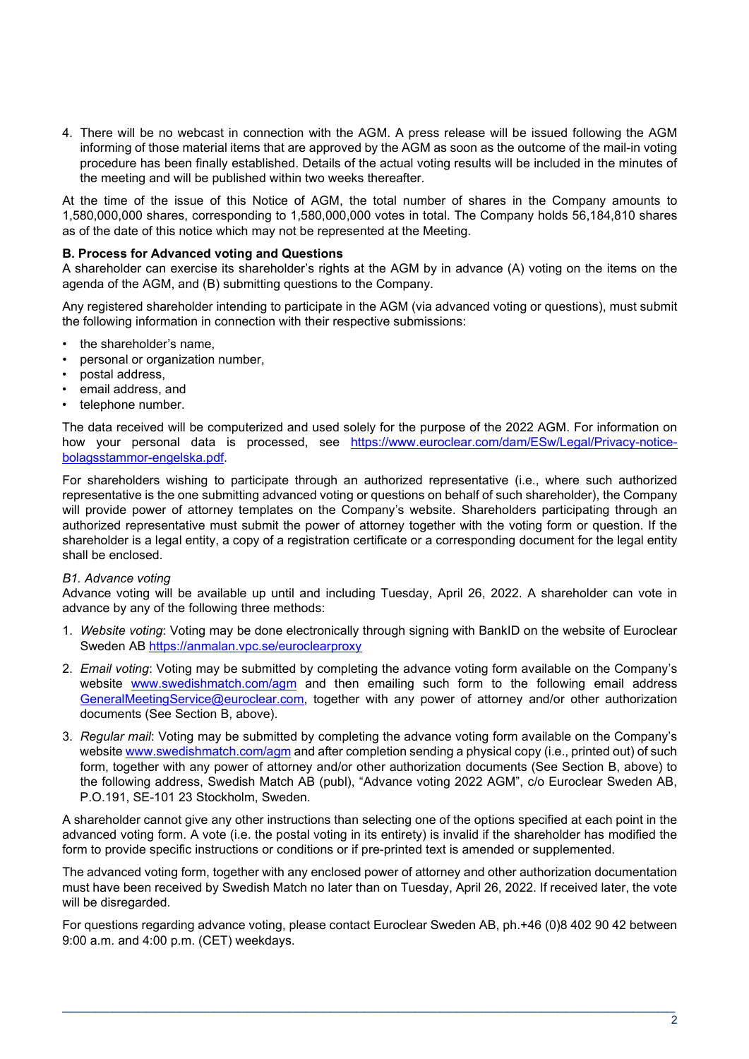4. There will be no webcast in connection with the AGM. A press release will be issued following the AGM informing of those material items that are approved by the AGM as soon as the outcome of the mail-in voting procedure has been finally established. Details of the actual voting results will be included in the minutes of the meeting and will be published within two weeks thereafter.

At the time of the issue of this Notice of AGM, the total number of shares in the Company amounts to 1,580,000,000 shares, corresponding to 1,580,000,000 votes in total. The Company holds 56,184,810 shares as of the date of this notice which may not be represented at the Meeting.

**B. Process for Advanced voting and Questions**

A shareholder can exercise its shareholder's rights at the AGM by in advance (A) voting on the items on the agenda of the AGM, and (B) submitting questions to the Company.

Any registered shareholder intending to participate in the AGM (via advanced voting or questions), must submit the following information in connection with their respective submissions:

- the shareholder's name,
- personal or organization number,
- postal address,
- email address, and
- telephone number.

The data received will be computerized and used solely for the purpose of the 2022 AGM. For information on how your personal data is processed, see https://www.euroclear.com/dam/ESw/Legal/Privacy-notice-bolagsstammor-engelska.pdf.

For shareholders wishing to participate through an authorized representative (i.e., where such authorized representative is the one submitting advanced voting or questions on behalf of such shareholder), the Company will provide power of attorney templates on the Company's website. Shareholders participating through an authorized representative must submit the power of attorney together with the voting form or question. If the shareholder is a legal entity, a copy of a registration certificate or a corresponding document for the legal entity shall be enclosed.

*B1. Advance voting*

Advance voting will be available up until and including Tuesday, April 26, 2022. A shareholder can vote in advance by any of the following three methods:

1. *Website voting*: Voting may be done electronically through signing with BankID on the website of Euroclear Sweden AB https://anmalan.vpc.se/euroclearproxy
2. *Email voting*: Voting may be submitted by completing the advance voting form available on the Company's website www.swedishmatch.com/agm and then emailing such form to the following email address GeneralMeetingService@euroclear.com, together with any power of attorney and/or other authorization documents (See Section B, above).
3. *Regular mail*: Voting may be submitted by completing the advance voting form available on the Company's website www.swedishmatch.com/agm and after completion sending a physical copy (i.e., printed out) of such form, together with any power of attorney and/or other authorization documents (See Section B, above) to the following address, Swedish Match AB (publ), "Advance voting 2022 AGM", c/o Euroclear Sweden AB, P.O.191, SE-101 23 Stockholm, Sweden.

A shareholder cannot give any other instructions than selecting one of the options specified at each point in the advanced voting form. A vote (i.e. the postal voting in its entirety) is invalid if the shareholder has modified the form to provide specific instructions or conditions or if pre-printed text is amended or supplemented.

The advanced voting form, together with any enclosed power of attorney and other authorization documentation must have been received by Swedish Match no later than on Tuesday, April 26, 2022. If received later, the vote will be disregarded.

For questions regarding advance voting, please contact Euroclear Sweden AB, ph.+46 (0)8 402 90 42 between 9:00 a.m. and 4:00 p.m. (CET) weekdays.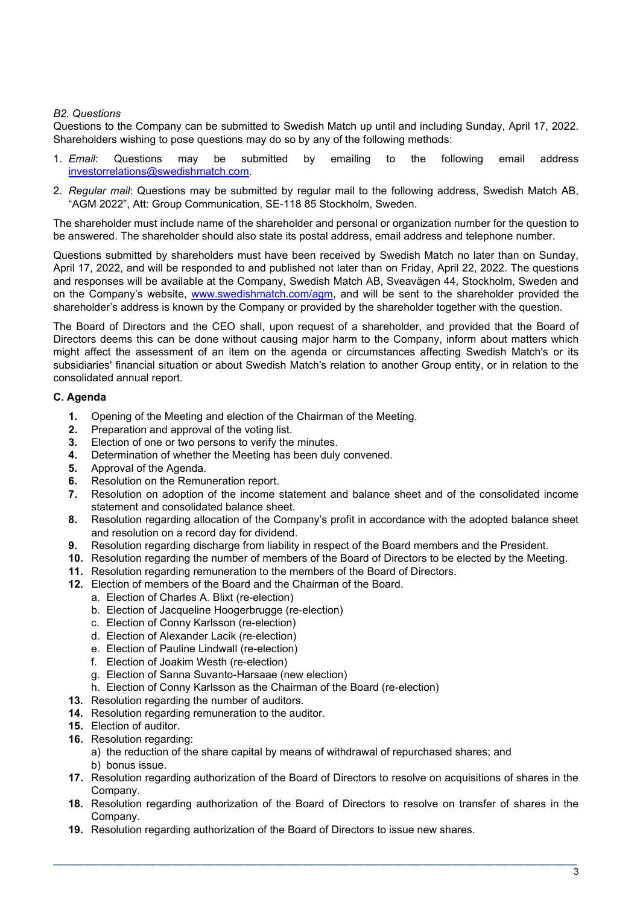*B2. Questions*

Questions to the Company can be submitted to Swedish Match up until and including Sunday, April 17, 2022. Shareholders wishing to pose questions may do so by any of the following methods:

1. *Email*: Questions may be submitted by emailing to the following email address investorrelations@swedishmatch.com.
2. *Regular mail*: Questions may be submitted by regular mail to the following address, Swedish Match AB, "AGM 2022", Att: Group Communication, SE-118 85 Stockholm, Sweden.

The shareholder must include name of the shareholder and personal or organization number for the question to be answered. The shareholder should also state its postal address, email address and telephone number.

Questions submitted by shareholders must have been received by Swedish Match no later than on Sunday, April 17, 2022, and will be responded to and published not later than on Friday, April 22, 2022. The questions and responses will be available at the Company, Swedish Match AB, Sveavägen 44, Stockholm, Sweden and on the Company's website, www.swedishmatch.com/agm, and will be sent to the shareholder provided the shareholder's address is known by the Company or provided by the shareholder together with the question.

The Board of Directors and the CEO shall, upon request of a shareholder, and provided that the Board of Directors deems this can be done without causing major harm to the Company, inform about matters which might affect the assessment of an item on the agenda or circumstances affecting Swedish Match's or its subsidiaries' financial situation or about Swedish Match's relation to another Group entity, or in relation to the consolidated annual report.

### C. Agenda

1. Opening of the Meeting and election of the Chairman of the Meeting.
2. Preparation and approval of the voting list.
3. Election of one or two persons to verify the minutes.
4. Determination of whether the Meeting has been duly convened.
5. Approval of the Agenda.
6. Resolution on the Remuneration report.
7. Resolution on adoption of the income statement and balance sheet and of the consolidated income statement and consolidated balance sheet.
8. Resolution regarding allocation of the Company's profit in accordance with the adopted balance sheet and resolution on a record day for dividend.
9. Resolution regarding discharge from liability in respect of the Board members and the President.
10. Resolution regarding the number of members of the Board of Directors to be elected by the Meeting.
11. Resolution regarding remuneration to the members of the Board of Directors.
12. Election of members of the Board and the Chairman of the Board.
    a. Election of Charles A. Blixt (re-election)
    b. Election of Jacqueline Hoogerbrugge (re-election)
    c. Election of Conny Karlsson (re-election)
    d. Election of Alexander Lacik (re-election)
    e. Election of Pauline Lindwall (re-election)
    f. Election of Joakim Westh (re-election)
    g. Election of Sanna Suvanto-Harsaae (new election)
    h. Election of Conny Karlsson as the Chairman of the Board (re-election)
13. Resolution regarding the number of auditors.
14. Resolution regarding remuneration to the auditor.
15. Election of auditor.
16. Resolution regarding:
    a) the reduction of the share capital by means of withdrawal of repurchased shares; and
    b) bonus issue.
17. Resolution regarding authorization of the Board of Directors to resolve on acquisitions of shares in the Company.
18. Resolution regarding authorization of the Board of Directors to resolve on transfer of shares in the Company.
19. Resolution regarding authorization of the Board of Directors to issue new shares.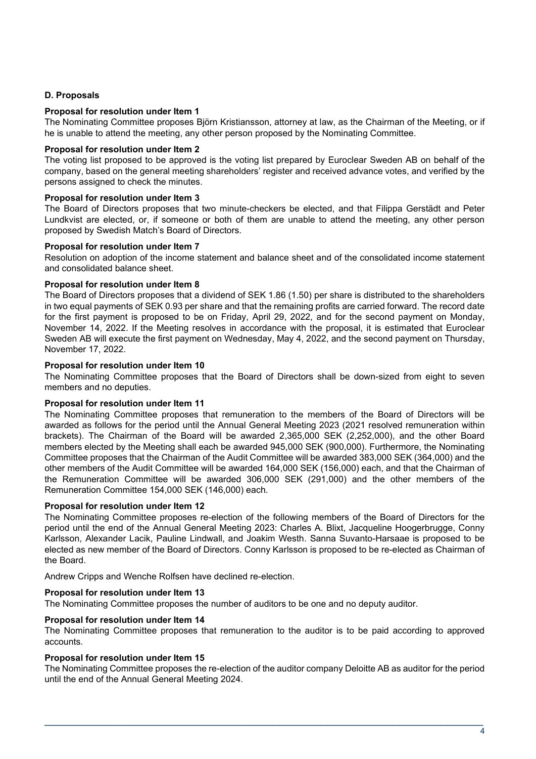### D. Proposals

**Proposal for resolution under Item 1**

The Nominating Committee proposes Björn Kristiansson, attorney at law, as the Chairman of the Meeting, or if he is unable to attend the meeting, any other person proposed by the Nominating Committee.

**Proposal for resolution under Item 2**

The voting list proposed to be approved is the voting list prepared by Euroclear Sweden AB on behalf of the company, based on the general meeting shareholders' register and received advance votes, and verified by the persons assigned to check the minutes.

**Proposal for resolution under Item 3**

The Board of Directors proposes that two minute-checkers be elected, and that Filippa Gerstädt and Peter Lundkvist are elected, or, if someone or both of them are unable to attend the meeting, any other person proposed by Swedish Match's Board of Directors.

**Proposal for resolution under Item 7**

Resolution on adoption of the income statement and balance sheet and of the consolidated income statement and consolidated balance sheet.

**Proposal for resolution under Item 8**

The Board of Directors proposes that a dividend of SEK 1.86 (1.50) per share is distributed to the shareholders in two equal payments of SEK 0.93 per share and that the remaining profits are carried forward. The record date for the first payment is proposed to be on Friday, April 29, 2022, and for the second payment on Monday, November 14, 2022. If the Meeting resolves in accordance with the proposal, it is estimated that Euroclear Sweden AB will execute the first payment on Wednesday, May 4, 2022, and the second payment on Thursday, November 17, 2022.

**Proposal for resolution under Item 10**

The Nominating Committee proposes that the Board of Directors shall be down-sized from eight to seven members and no deputies.

**Proposal for resolution under Item 11**

The Nominating Committee proposes that remuneration to the members of the Board of Directors will be awarded as follows for the period until the Annual General Meeting 2023 (2021 resolved remuneration within brackets). The Chairman of the Board will be awarded 2,365,000 SEK (2,252,000), and the other Board members elected by the Meeting shall each be awarded 945,000 SEK (900,000). Furthermore, the Nominating Committee proposes that the Chairman of the Audit Committee will be awarded 383,000 SEK (364,000) and the other members of the Audit Committee will be awarded 164,000 SEK (156,000) each, and that the Chairman of the Remuneration Committee will be awarded 306,000 SEK (291,000) and the other members of the Remuneration Committee 154,000 SEK (146,000) each.

**Proposal for resolution under Item 12**

The Nominating Committee proposes re-election of the following members of the Board of Directors for the period until the end of the Annual General Meeting 2023: Charles A. Blixt, Jacqueline Hoogerbrugge, Conny Karlsson, Alexander Lacik, Pauline Lindwall, and Joakim Westh. Sanna Suvanto-Harsaae is proposed to be elected as new member of the Board of Directors. Conny Karlsson is proposed to be re-elected as Chairman of the Board.

Andrew Cripps and Wenche Rolfsen have declined re-election.

**Proposal for resolution under Item 13**

The Nominating Committee proposes the number of auditors to be one and no deputy auditor.

**Proposal for resolution under Item 14**

The Nominating Committee proposes that remuneration to the auditor is to be paid according to approved accounts.

**Proposal for resolution under Item 15**

The Nominating Committee proposes the re-election of the auditor company Deloitte AB as auditor for the period until the end of the Annual General Meeting 2024.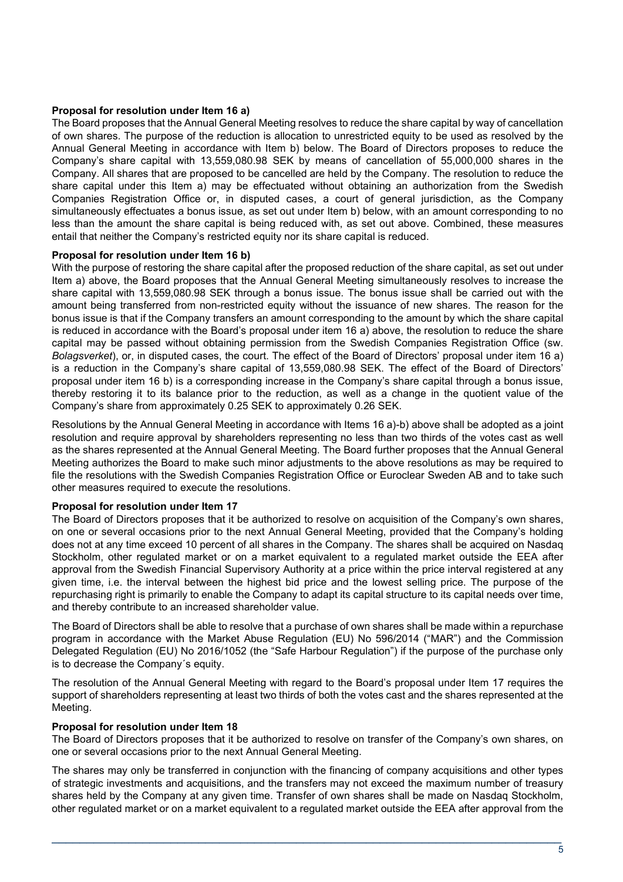**Proposal for resolution under Item 16 a)**

The Board proposes that the Annual General Meeting resolves to reduce the share capital by way of cancellation of own shares. The purpose of the reduction is allocation to unrestricted equity to be used as resolved by the Annual General Meeting in accordance with Item b) below. The Board of Directors proposes to reduce the Company's share capital with 13,559,080.98 SEK by means of cancellation of 55,000,000 shares in the Company. All shares that are proposed to be cancelled are held by the Company. The resolution to reduce the share capital under this Item a) may be effectuated without obtaining an authorization from the Swedish Companies Registration Office or, in disputed cases, a court of general jurisdiction, as the Company simultaneously effectuates a bonus issue, as set out under Item b) below, with an amount corresponding to no less than the amount the share capital is being reduced with, as set out above. Combined, these measures entail that neither the Company's restricted equity nor its share capital is reduced.

**Proposal for resolution under Item 16 b)**

With the purpose of restoring the share capital after the proposed reduction of the share capital, as set out under Item a) above, the Board proposes that the Annual General Meeting simultaneously resolves to increase the share capital with 13,559,080.98 SEK through a bonus issue. The bonus issue shall be carried out with the amount being transferred from non-restricted equity without the issuance of new shares. The reason for the bonus issue is that if the Company transfers an amount corresponding to the amount by which the share capital is reduced in accordance with the Board's proposal under item 16 a) above, the resolution to reduce the share capital may be passed without obtaining permission from the Swedish Companies Registration Office (sw. *Bolagsverket*), or, in disputed cases, the court. The effect of the Board of Directors' proposal under item 16 a) is a reduction in the Company's share capital of 13,559,080.98 SEK. The effect of the Board of Directors' proposal under item 16 b) is a corresponding increase in the Company's share capital through a bonus issue, thereby restoring it to its balance prior to the reduction, as well as a change in the quotient value of the Company's share from approximately 0.25 SEK to approximately 0.26 SEK.

Resolutions by the Annual General Meeting in accordance with Items 16 a)-b) above shall be adopted as a joint resolution and require approval by shareholders representing no less than two thirds of the votes cast as well as the shares represented at the Annual General Meeting. The Board further proposes that the Annual General Meeting authorizes the Board to make such minor adjustments to the above resolutions as may be required to file the resolutions with the Swedish Companies Registration Office or Euroclear Sweden AB and to take such other measures required to execute the resolutions.

**Proposal for resolution under Item 17**

The Board of Directors proposes that it be authorized to resolve on acquisition of the Company's own shares, on one or several occasions prior to the next Annual General Meeting, provided that the Company's holding does not at any time exceed 10 percent of all shares in the Company. The shares shall be acquired on Nasdaq Stockholm, other regulated market or on a market equivalent to a regulated market outside the EEA after approval from the Swedish Financial Supervisory Authority at a price within the price interval registered at any given time, i.e. the interval between the highest bid price and the lowest selling price. The purpose of the repurchasing right is primarily to enable the Company to adapt its capital structure to its capital needs over time, and thereby contribute to an increased shareholder value.

The Board of Directors shall be able to resolve that a purchase of own shares shall be made within a repurchase program in accordance with the Market Abuse Regulation (EU) No 596/2014 ("MAR") and the Commission Delegated Regulation (EU) No 2016/1052 (the "Safe Harbour Regulation") if the purpose of the purchase only is to decrease the Company´s equity.

The resolution of the Annual General Meeting with regard to the Board's proposal under Item 17 requires the support of shareholders representing at least two thirds of both the votes cast and the shares represented at the Meeting.

**Proposal for resolution under Item 18**

The Board of Directors proposes that it be authorized to resolve on transfer of the Company's own shares, on one or several occasions prior to the next Annual General Meeting.

The shares may only be transferred in conjunction with the financing of company acquisitions and other types of strategic investments and acquisitions, and the transfers may not exceed the maximum number of treasury shares held by the Company at any given time. Transfer of own shares shall be made on Nasdaq Stockholm, other regulated market or on a market equivalent to a regulated market outside the EEA after approval from the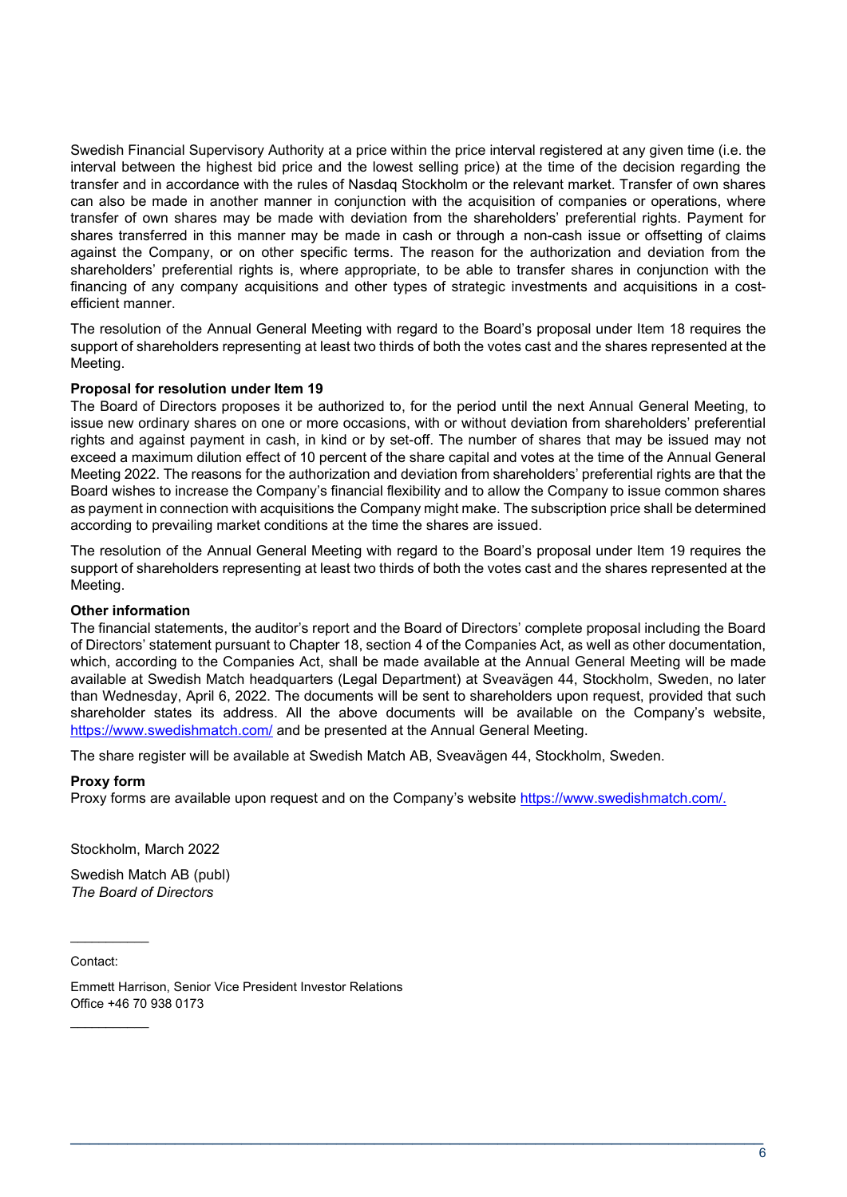Swedish Financial Supervisory Authority at a price within the price interval registered at any given time (i.e. the interval between the highest bid price and the lowest selling price) at the time of the decision regarding the transfer and in accordance with the rules of Nasdaq Stockholm or the relevant market. Transfer of own shares can also be made in another manner in conjunction with the acquisition of companies or operations, where transfer of own shares may be made with deviation from the shareholders' preferential rights. Payment for shares transferred in this manner may be made in cash or through a non-cash issue or offsetting of claims against the Company, or on other specific terms. The reason for the authorization and deviation from the shareholders' preferential rights is, where appropriate, to be able to transfer shares in conjunction with the financing of any company acquisitions and other types of strategic investments and acquisitions in a cost-efficient manner.

The resolution of the Annual General Meeting with regard to the Board's proposal under Item 18 requires the support of shareholders representing at least two thirds of both the votes cast and the shares represented at the Meeting.

**Proposal for resolution under Item 19**

The Board of Directors proposes it be authorized to, for the period until the next Annual General Meeting, to issue new ordinary shares on one or more occasions, with or without deviation from shareholders' preferential rights and against payment in cash, in kind or by set-off. The number of shares that may be issued may not exceed a maximum dilution effect of 10 percent of the share capital and votes at the time of the Annual General Meeting 2022. The reasons for the authorization and deviation from shareholders' preferential rights are that the Board wishes to increase the Company's financial flexibility and to allow the Company to issue common shares as payment in connection with acquisitions the Company might make. The subscription price shall be determined according to prevailing market conditions at the time the shares are issued.

The resolution of the Annual General Meeting with regard to the Board's proposal under Item 19 requires the support of shareholders representing at least two thirds of both the votes cast and the shares represented at the Meeting.

**Other information**

The financial statements, the auditor's report and the Board of Directors' complete proposal including the Board of Directors' statement pursuant to Chapter 18, section 4 of the Companies Act, as well as other documentation, which, according to the Companies Act, shall be made available at the Annual General Meeting will be made available at Swedish Match headquarters (Legal Department) at Sveavägen 44, Stockholm, Sweden, no later than Wednesday, April 6, 2022. The documents will be sent to shareholders upon request, provided that such shareholder states its address. All the above documents will be available on the Company's website, https://www.swedishmatch.com/ and be presented at the Annual General Meeting.

The share register will be available at Swedish Match AB, Sveavägen 44, Stockholm, Sweden.

**Proxy form**

Proxy forms are available upon request and on the Company's website https://www.swedishmatch.com/.

Stockholm, March 2022

Swedish Match AB (publ)
*The Board of Directors*

---

Contact:

Emmett Harrison, Senior Vice President Investor Relations
Office +46 70 938 0173

---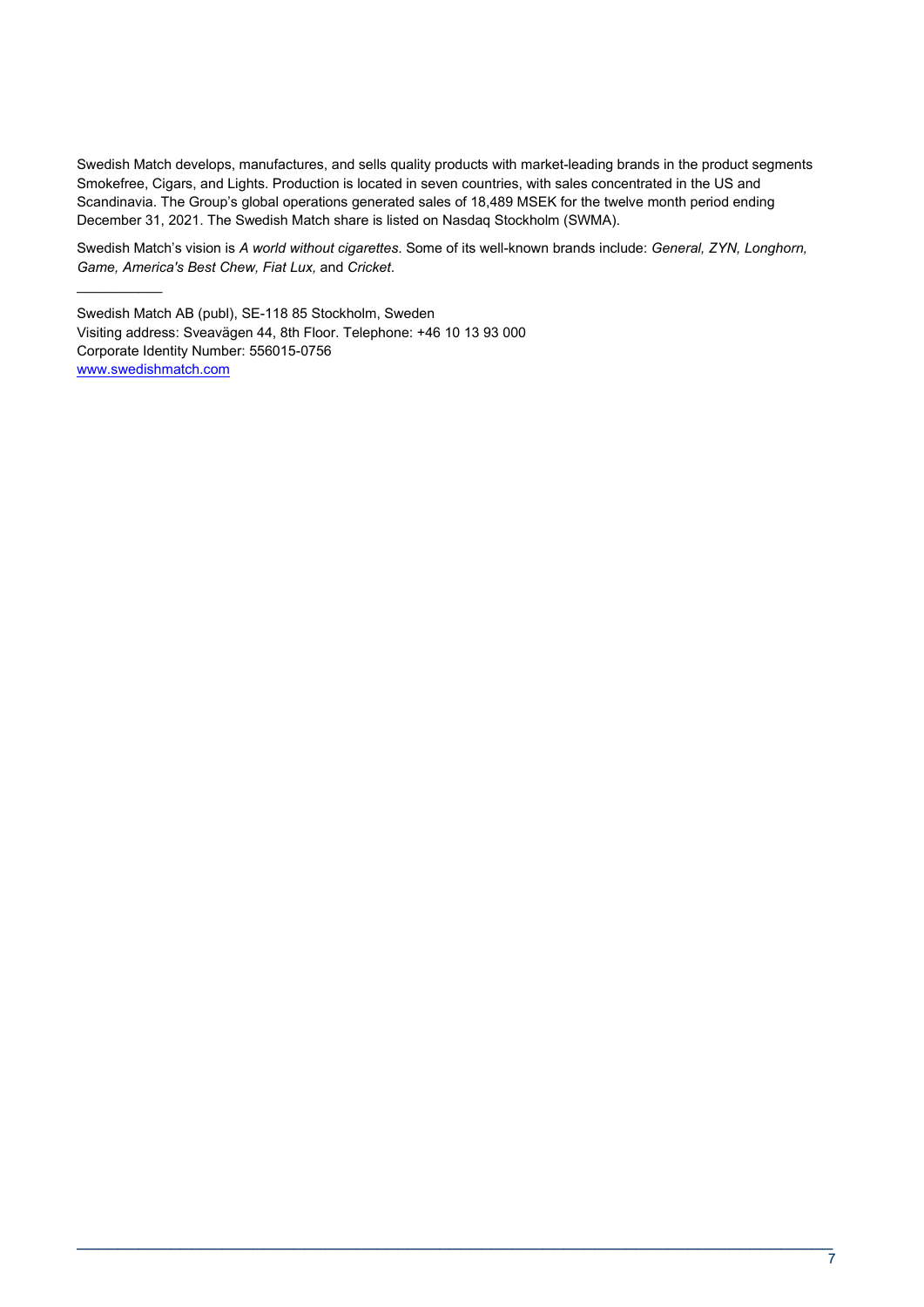Swedish Match develops, manufactures, and sells quality products with market-leading brands in the product segments Smokefree, Cigars, and Lights. Production is located in seven countries, with sales concentrated in the US and Scandinavia. The Group's global operations generated sales of 18,489 MSEK for the twelve month period ending December 31, 2021. The Swedish Match share is listed on Nasdaq Stockholm (SWMA).

Swedish Match's vision is *A world without cigarettes*. Some of its well-known brands include: *General, ZYN, Longhorn, Game, America's Best Chew, Fiat Lux,* and *Cricket*.

___________

Swedish Match AB (publ), SE-118 85 Stockholm, Sweden
Visiting address: Sveavägen 44, 8th Floor. Telephone: +46 10 13 93 000
Corporate Identity Number: 556015-0756
[www.swedishmatch.com](http://www.swedishmatch.com)